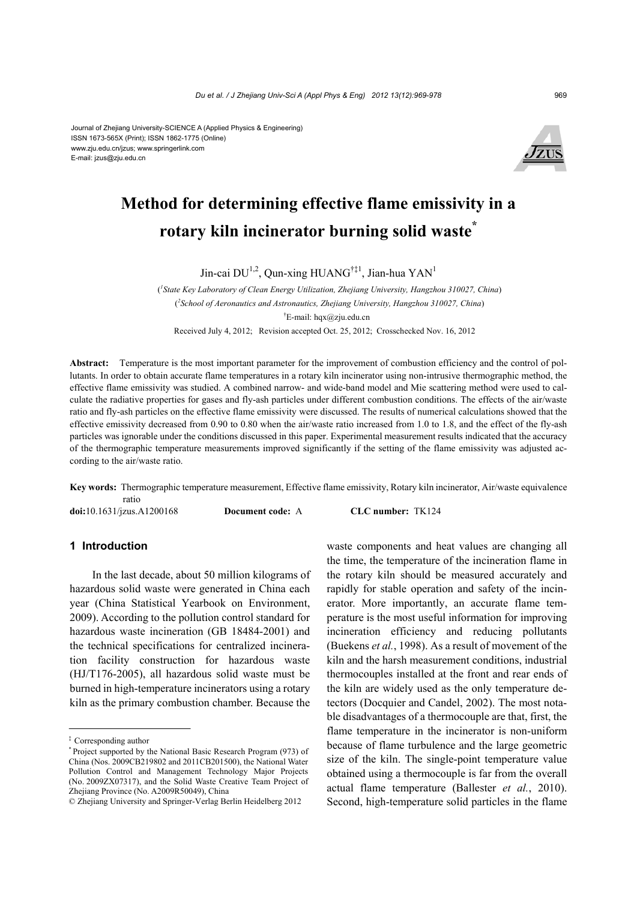Journal of Zhejiang University-SCIENCE A (Applied Physics & Engineering)
ISSN 1673-565X (Print); ISSN 1862-1775 (Online)
www.zju.edu.cn/jzus; www.springerlink.com
E-mail: jzus@zju.edu.cn

# Method for determining effective flame emissivity in a rotary kiln incinerator burning solid waste*

Jin-cai DU[1,2], Qun-xing HUANG[†‡1], Jian-hua YAN[1]

([1]*State Key Laboratory of Clean Energy Utilization, Zhejiang University, Hangzhou 310027, China*)

([2]*School of Aeronautics and Astronautics, Zhejiang University, Hangzhou 310027, China*)

[†]E-mail: hqx@zju.edu.cn

Received July 4, 2012; Revision accepted Oct. 25, 2012; Crosschecked Nov. 16, 2012

**Abstract:** Temperature is the most important parameter for the improvement of combustion efficiency and the control of pollutants. In order to obtain accurate flame temperatures in a rotary kiln incinerator using non-intrusive thermographic method, the effective flame emissivity was studied. A combined narrow- and wide-band model and Mie scattering method were used to calculate the radiative properties for gases and fly-ash particles under different combustion conditions. The effects of the air/waste ratio and fly-ash particles on the effective flame emissivity were discussed. The results of numerical calculations showed that the effective emissivity decreased from 0.90 to 0.80 when the air/waste ratio increased from 1.0 to 1.8, and the effect of the fly-ash particles was ignorable under the conditions discussed in this paper. Experimental measurement results indicated that the accuracy of the thermographic temperature measurements improved significantly if the setting of the flame emissivity was adjusted according to the air/waste ratio.

**Key words:** Thermographic temperature measurement, Effective flame emissivity, Rotary kiln incinerator, Air/waste equivalence ratio

**doi:**10.1631/jzus.A1200168 **Document code:** A **CLC number:** TK124

## 1 Introduction

In the last decade, about 50 million kilograms of hazardous solid waste were generated in China each year (China Statistical Yearbook on Environment, 2009). According to the pollution control standard for hazardous waste incineration (GB 18484-2001) and the technical specifications for centralized incineration facility construction for hazardous waste (HJ/T176-2005), all hazardous solid waste must be burned in high-temperature incinerators using a rotary kiln as the primary combustion chamber. Because the waste components and heat values are changing all the time, the temperature of the incineration flame in the rotary kiln should be measured accurately and rapidly for stable operation and safety of the incinerator. More importantly, an accurate flame temperature is the most useful information for improving incineration efficiency and reducing pollutants (Buekens *et al.*, 1998). As a result of movement of the kiln and the harsh measurement conditions, industrial thermocouples installed at the front and rear ends of the kiln are widely used as the only temperature detectors (Docquier and Candel, 2002). The most notable disadvantages of a thermocouple are that, first, the flame temperature in the incinerator is non-uniform because of flame turbulence and the large geometric size of the kiln. The single-point temperature value obtained using a thermocouple is far from the overall actual flame temperature (Ballester *et al.*, 2010). Second, high-temperature solid particles in the flame

---

‡ Corresponding author

\* Project supported by the National Basic Research Program (973) of China (Nos. 2009CB219802 and 2011CB201500), the National Water Pollution Control and Management Technology Major Projects (No. 2009ZX07317), and the Solid Waste Creative Team Project of Zhejiang Province (No. A2009R50049), China

© Zhejiang University and Springer-Verlag Berlin Heidelberg 2012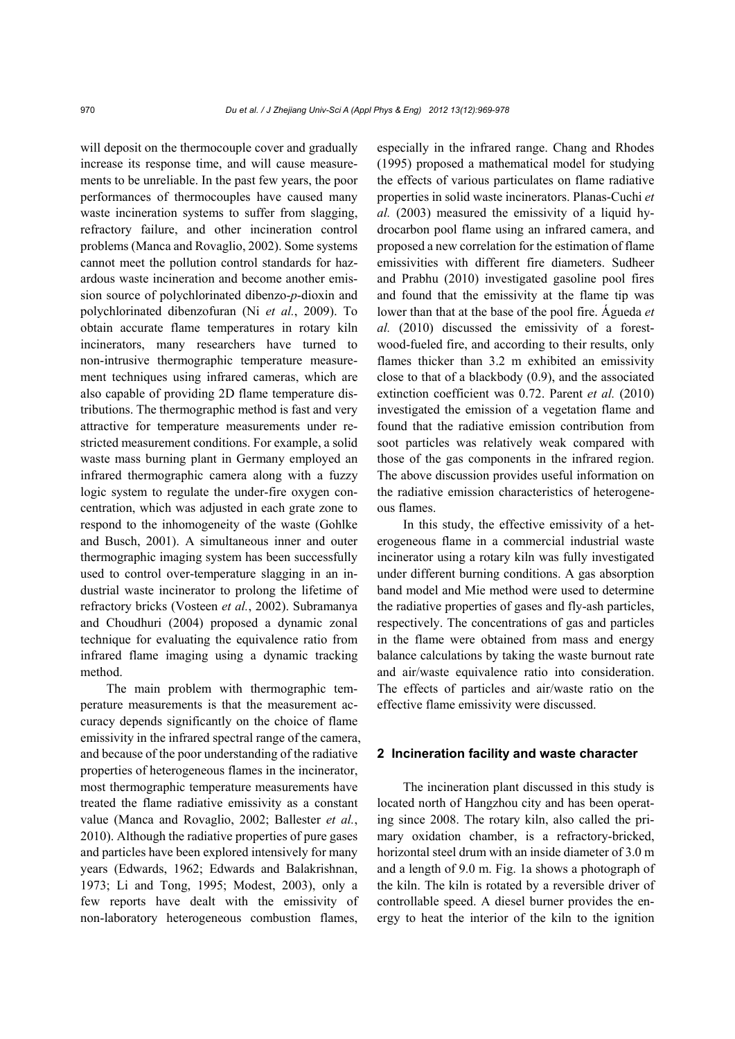will deposit on the thermocouple cover and gradually increase its response time, and will cause measurements to be unreliable. In the past few years, the poor performances of thermocouples have caused many waste incineration systems to suffer from slagging, refractory failure, and other incineration control problems (Manca and Rovaglio, 2002). Some systems cannot meet the pollution control standards for hazardous waste incineration and become another emission source of polychlorinated dibenzo-*p*-dioxin and polychlorinated dibenzofuran (Ni *et al.*, 2009). To obtain accurate flame temperatures in rotary kiln incinerators, many researchers have turned to non-intrusive thermographic temperature measurement techniques using infrared cameras, which are also capable of providing 2D flame temperature distributions. The thermographic method is fast and very attractive for temperature measurements under restricted measurement conditions. For example, a solid waste mass burning plant in Germany employed an infrared thermographic camera along with a fuzzy logic system to regulate the under-fire oxygen concentration, which was adjusted in each grate zone to respond to the inhomogeneity of the waste (Gohlke and Busch, 2001). A simultaneous inner and outer thermographic imaging system has been successfully used to control over-temperature slagging in an industrial waste incinerator to prolong the lifetime of refractory bricks (Vosteen *et al.*, 2002). Subramanya and Choudhuri (2004) proposed a dynamic zonal technique for evaluating the equivalence ratio from infrared flame imaging using a dynamic tracking method.

The main problem with thermographic temperature measurements is that the measurement accuracy depends significantly on the choice of flame emissivity in the infrared spectral range of the camera, and because of the poor understanding of the radiative properties of heterogeneous flames in the incinerator, most thermographic temperature measurements have treated the flame radiative emissivity as a constant value (Manca and Rovaglio, 2002; Ballester *et al.*, 2010). Although the radiative properties of pure gases and particles have been explored intensively for many years (Edwards, 1962; Edwards and Balakrishnan, 1973; Li and Tong, 1995; Modest, 2003), only a few reports have dealt with the emissivity of non-laboratory heterogeneous combustion flames, especially in the infrared range. Chang and Rhodes (1995) proposed a mathematical model for studying the effects of various particulates on flame radiative properties in solid waste incinerators. Planas-Cuchi *et al.* (2003) measured the emissivity of a liquid hydrocarbon pool flame using an infrared camera, and proposed a new correlation for the estimation of flame emissivities with different fire diameters. Sudheer and Prabhu (2010) investigated gasoline pool fires and found that the emissivity at the flame tip was lower than that at the base of the pool fire. Águeda *et al.* (2010) discussed the emissivity of a forest-wood-fueled fire, and according to their results, only flames thicker than 3.2 m exhibited an emissivity close to that of a blackbody (0.9), and the associated extinction coefficient was 0.72. Parent *et al.* (2010) investigated the emission of a vegetation flame and found that the radiative emission contribution from soot particles was relatively weak compared with those of the gas components in the infrared region. The above discussion provides useful information on the radiative emission characteristics of heterogeneous flames.

In this study, the effective emissivity of a heterogeneous flame in a commercial industrial waste incinerator using a rotary kiln was fully investigated under different burning conditions. A gas absorption band model and Mie method were used to determine the radiative properties of gases and fly-ash particles, respectively. The concentrations of gas and particles in the flame were obtained from mass and energy balance calculations by taking the waste burnout rate and air/waste equivalence ratio into consideration. The effects of particles and air/waste ratio on the effective flame emissivity were discussed.

## 2 Incineration facility and waste character

The incineration plant discussed in this study is located north of Hangzhou city and has been operating since 2008. The rotary kiln, also called the primary oxidation chamber, is a refractory-bricked, horizontal steel drum with an inside diameter of 3.0 m and a length of 9.0 m. Fig. 1a shows a photograph of the kiln. The kiln is rotated by a reversible driver of controllable speed. A diesel burner provides the energy to heat the interior of the kiln to the ignition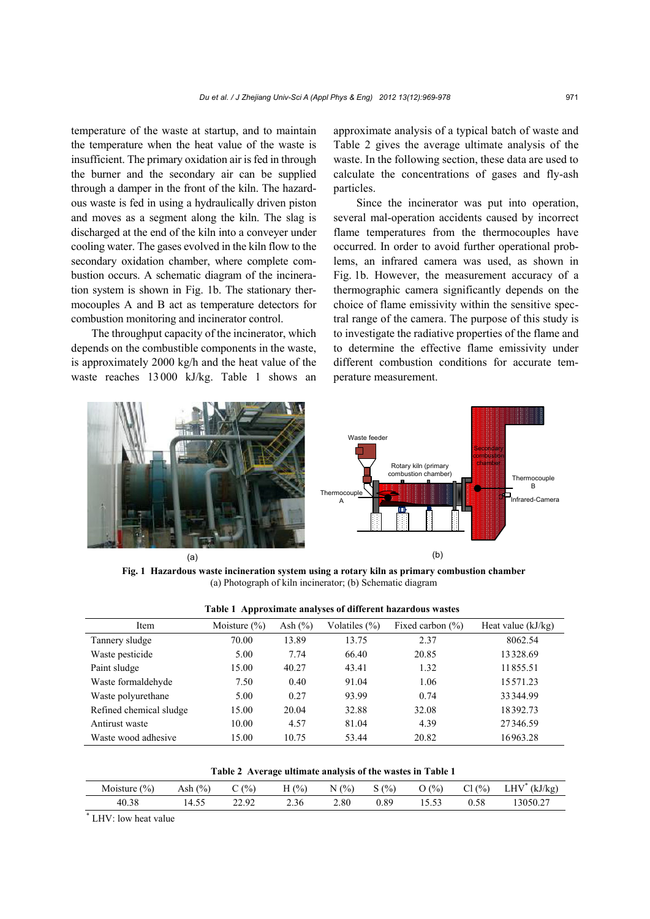temperature of the waste at startup, and to maintain the temperature when the heat value of the waste is insufficient. The primary oxidation air is fed in through the burner and the secondary air can be supplied through a damper in the front of the kiln. The hazardous waste is fed in using a hydraulically driven piston and moves as a segment along the kiln. The slag is discharged at the end of the kiln into a conveyer under cooling water. The gases evolved in the kiln flow to the secondary oxidation chamber, where complete combustion occurs. A schematic diagram of the incineration system is shown in Fig. 1b. The stationary thermocouples A and B act as temperature detectors for combustion monitoring and incinerator control.

The throughput capacity of the incinerator, which depends on the combustible components in the waste, is approximately 2000 kg/h and the heat value of the waste reaches 13 000 kJ/kg. Table 1 shows an approximate analysis of a typical batch of waste and Table 2 gives the average ultimate analysis of the waste. In the following section, these data are used to calculate the concentrations of gases and fly-ash particles.

Since the incinerator was put into operation, several mal-operation accidents caused by incorrect flame temperatures from the thermocouples have occurred. In order to avoid further operational problems, an infrared camera was used, as shown in Fig. 1b. However, the measurement accuracy of a thermographic camera significantly depends on the choice of flame emissivity within the sensitive spectral range of the camera. The purpose of this study is to investigate the radiative properties of the flame and to determine the effective flame emissivity under different combustion conditions for accurate temperature measurement.

(a)

Waste feeder

Rotary kiln (primary combustion chamber)

Secondary combustion chamber

Thermocouple A

Thermocouple B

Infrared-Camera

(b)

**Fig. 1 Hazardous waste incineration system using a rotary kiln as primary combustion chamber**
(a) Photograph of kiln incinerator; (b) Schematic diagram

**Table 1 Approximate analyses of different hazardous wastes**

| Item | Moisture (%) | Ash (%) | Volatiles (%) | Fixed carbon (%) | Heat value (kJ/kg) |
|---|---|---|---|---|---|
| Tannery sludge | 70.00 | 13.89 | 13.75 | 2.37 | 8062.54 |
| Waste pesticide | 5.00 | 7.74 | 66.40 | 20.85 | 13328.69 |
| Paint sludge | 15.00 | 40.27 | 43.41 | 1.32 | 11855.51 |
| Waste formaldehyde | 7.50 | 0.40 | 91.04 | 1.06 | 15571.23 |
| Waste polyurethane | 5.00 | 0.27 | 93.99 | 0.74 | 33344.99 |
| Refined chemical sludge | 15.00 | 20.04 | 32.88 | 32.08 | 18392.73 |
| Antirust waste | 10.00 | 4.57 | 81.04 | 4.39 | 27346.59 |
| Waste wood adhesive | 15.00 | 10.75 | 53.44 | 20.82 | 16963.28 |

**Table 2 Average ultimate analysis of the wastes in Table 1**

| Moisture (%) | Ash (%) | C (%) | H (%) | N (%) | S (%) | O (%) | Cl (%) | LHV* (kJ/kg) |
|---|---|---|---|---|---|---|---|---|
| 40.38 | 14.55 | 22.92 | 2.36 | 2.80 | 0.89 | 15.53 | 0.58 | 13050.27 |

* LHV: low heat value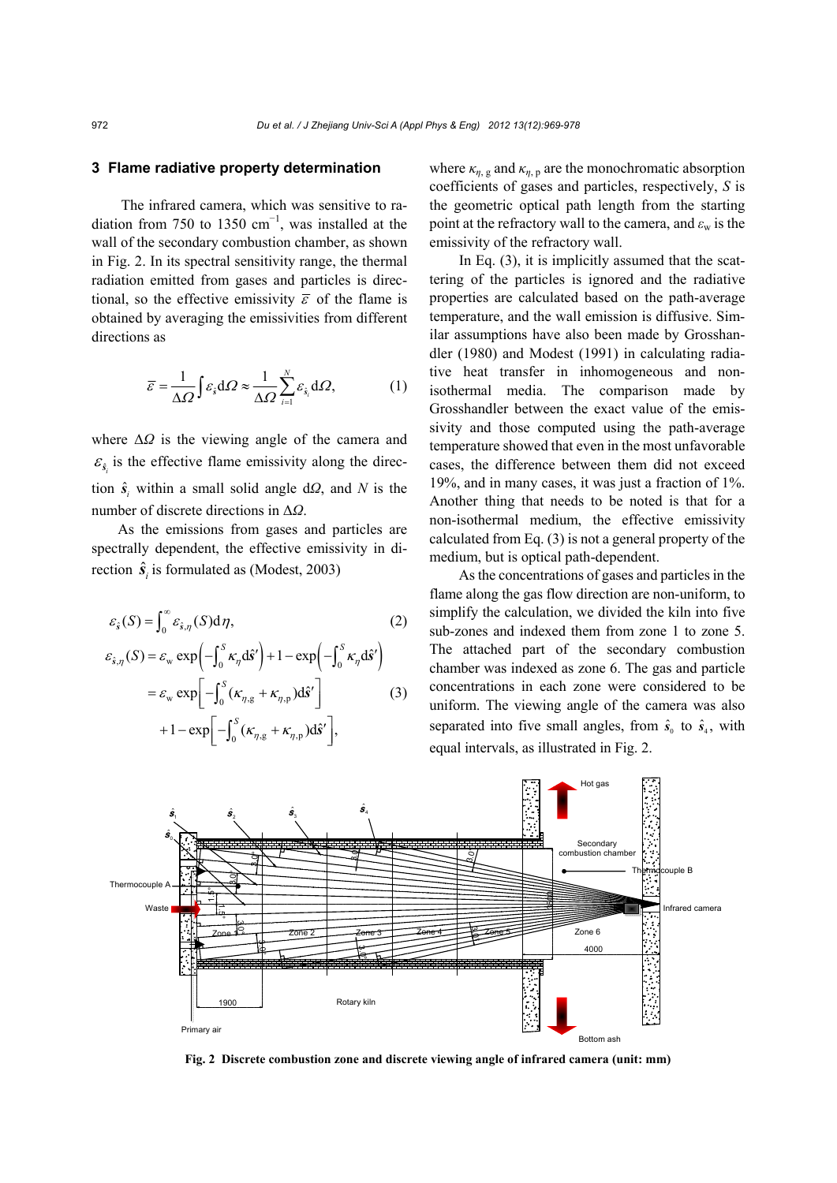## 3 Flame radiative property determination

The infrared camera, which was sensitive to radiation from 750 to 1350 cm$^{-1}$, was installed at the wall of the secondary combustion chamber, as shown in Fig. 2. In its spectral sensitivity range, the thermal radiation emitted from gases and particles is directional, so the effective emissivity $\bar{\varepsilon}$ of the flame is obtained by averaging the emissivities from different directions as

$$\bar{\varepsilon} = \frac{1}{\Delta\Omega}\int \varepsilon_{\hat{s}} \mathrm{d}\Omega \approx \frac{1}{\Delta\Omega}\sum_{i=1}^{N} \varepsilon_{\hat{s}_i} \mathrm{d}\Omega, \tag{1}$$

where $\Delta\Omega$ is the viewing angle of the camera and $\varepsilon_{\hat{s}_i}$ is the effective flame emissivity along the direction $\hat{s}_i$ within a small solid angle $\mathrm{d}\Omega$, and $N$ is the number of discrete directions in $\Delta\Omega$.

As the emissions from gases and particles are spectrally dependent, the effective emissivity in direction $\hat{s}_i$ is formulated as (Modest, 2003)

$$\varepsilon_{\hat{s}}(S) = \int_0^\infty \varepsilon_{\hat{s},\eta}(S)\mathrm{d}\eta, \tag{2}$$

$$\begin{aligned} \varepsilon_{\hat{s},\eta}(S) &= \varepsilon_{\mathrm{w}} \exp\left(-\int_0^S \kappa_\eta \mathrm{d}\hat{s}'\right) + 1 - \exp\left(-\int_0^S \kappa_\eta \mathrm{d}\hat{s}'\right) \\ &= \varepsilon_{\mathrm{w}} \exp\left[-\int_0^S (\kappa_{\eta,\mathrm{g}} + \kappa_{\eta,\mathrm{p}})\mathrm{d}\hat{s}'\right] \\ &\quad + 1 - \exp\left[-\int_0^S (\kappa_{\eta,\mathrm{g}} + \kappa_{\eta,\mathrm{p}})\mathrm{d}\hat{s}'\right], \end{aligned} \tag{3}$$

where $\kappa_{\eta,\mathrm{g}}$ and $\kappa_{\eta,\mathrm{p}}$ are the monochromatic absorption coefficients of gases and particles, respectively, $S$ is the geometric optical path length from the starting point at the refractory wall to the camera, and $\varepsilon_{\mathrm{w}}$ is the emissivity of the refractory wall.

In Eq. (3), it is implicitly assumed that the scattering of the particles is ignored and the radiative properties are calculated based on the path-average temperature, and the wall emission is diffusive. Similar assumptions have also been made by Grosshandler (1980) and Modest (1991) in calculating radiative heat transfer in inhomogeneous and non-isothermal media. The comparison made by Grosshandler between the exact value of the emissivity and those computed using the path-average temperature showed that even in the most unfavorable cases, the difference between them did not exceed 19%, and in many cases, it was just a fraction of 1%. Another thing that needs to be noted is that for a non-isothermal medium, the effective emissivity calculated from Eq. (3) is not a general property of the medium, but is optical path-dependent.

As the concentrations of gases and particles in the flame along the gas flow direction are non-uniform, to simplify the calculation, we divided the kiln into five sub-zones and indexed them from zone 1 to zone 5. The attached part of the secondary combustion chamber was indexed as zone 6. The gas and particle concentrations in each zone were considered to be uniform. The viewing angle of the camera was also separated into five small angles, from $\hat{s}_0$ to $\hat{s}_4$, with equal intervals, as illustrated in Fig. 2.

$\hat{s}_0$ $\hat{s}_1$ $\hat{s}_2$ $\hat{s}_3$ $\hat{s}_4$
Hot gas
Secondary combustion chamber
Thermocouple B
Thermocouple A
Waste
Infrared camera
Zone 1 Zone 2 Zone 3 Zone 4 Zone 5 Zone 6
4000
1900
Rotary kiln
Primary air
Bottom ash
1.5° 3.0° 8.0°

**Fig. 2 Discrete combustion zone and discrete viewing angle of infrared camera (unit: mm)**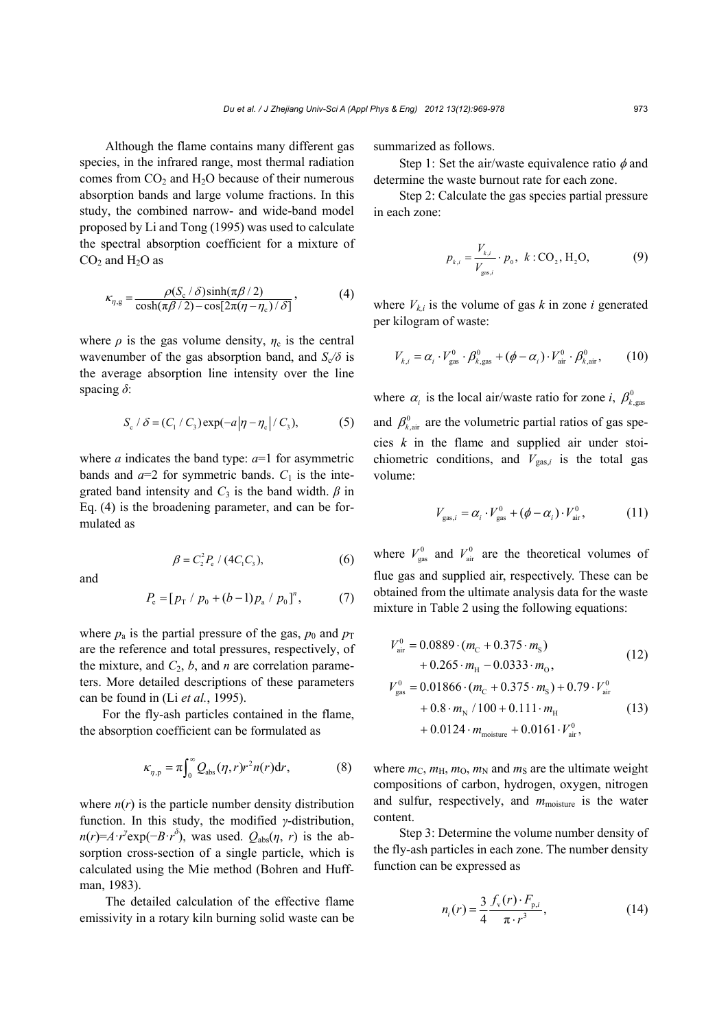Although the flame contains many different gas species, in the infrared range, most thermal radiation comes from $CO_2$ and $H_2O$ because of their numerous absorption bands and large volume fractions. In this study, the combined narrow- and wide-band model proposed by Li and Tong (1995) was used to calculate the spectral absorption coefficient for a mixture of $CO_2$ and $H_2O$ as

$$\kappa_{\eta,\mathrm{g}} = \frac{\rho(S_\mathrm{c}/\delta)\sinh(\pi\beta/2)}{\cosh(\pi\beta/2) - \cos[2\pi(\eta-\eta_\mathrm{c})/\delta]}, \tag{4}$$

where $\rho$ is the gas volume density, $\eta_\mathrm{c}$ is the central wavenumber of the gas absorption band, and $S_\mathrm{c}/\delta$ is the average absorption line intensity over the line spacing $\delta$:

$$S_\mathrm{c}/\delta = (C_1/C_3)\exp(-a|\eta-\eta_\mathrm{c}|/C_3), \tag{5}$$

where $a$ indicates the band type: $a$=1 for asymmetric bands and $a$=2 for symmetric bands. $C_1$ is the integrated band intensity and $C_3$ is the band width. $\beta$ in Eq. (4) is the broadening parameter, and can be formulated as

$$\beta = C_2^2 P_\mathrm{e}/(4C_1C_3), \tag{6}$$

and

$$P_\mathrm{e} = [p_\mathrm{T}/p_0 + (b-1)p_\mathrm{a}/p_0]^n, \tag{7}$$

where $p_\mathrm{a}$ is the partial pressure of the gas, $p_0$ and $p_\mathrm{T}$ are the reference and total pressures, respectively, of the mixture, and $C_2$, $b$, and $n$ are correlation parameters. More detailed descriptions of these parameters can be found in (Li *et al.*, 1995).

For the fly-ash particles contained in the flame, the absorption coefficient can be formulated as

$$\kappa_{\eta,\mathrm{p}} = \pi\int_0^\infty Q_\mathrm{abs}(\eta,r)r^2 n(r)\mathrm{d}r, \tag{8}$$

where $n(r)$ is the particle number density distribution function. In this study, the modified $\gamma$-distribution, $n(r)=A\cdot r^\gamma\exp(-B\cdot r^\delta)$, was used. $Q_\mathrm{abs}(\eta, r)$ is the absorption cross-section of a single particle, which is calculated using the Mie method (Bohren and Huffman, 1983).

The detailed calculation of the effective flame emissivity in a rotary kiln burning solid waste can be summarized as follows.

Step 1: Set the air/waste equivalence ratio $\phi$ and determine the waste burnout rate for each zone.

Step 2: Calculate the gas species partial pressure in each zone:

$$p_{k,i} = \frac{V_{k,i}}{V_{\mathrm{gas},i}}\cdot p_0,\ \ k: \mathrm{CO_2, H_2O}, \tag{9}$$

where $V_{k,i}$ is the volume of gas $k$ in zone $i$ generated per kilogram of waste:

$$V_{k,i} = \alpha_i\cdot V_\mathrm{gas}^0\cdot\beta_{k,\mathrm{gas}}^0 + (\phi-\alpha_i)\cdot V_\mathrm{air}^0\cdot\beta_{k,\mathrm{air}}^0, \tag{10}$$

where $\alpha_i$ is the local air/waste ratio for zone $i$, $\beta_{k,\mathrm{gas}}^0$ and $\beta_{k,\mathrm{air}}^0$ are the volumetric partial ratios of gas species $k$ in the flame and supplied air under stoichiometric conditions, and $V_{\mathrm{gas},i}$ is the total gas volume:

$$V_{\mathrm{gas},i} = \alpha_i\cdot V_\mathrm{gas}^0 + (\phi-\alpha_i)\cdot V_\mathrm{air}^0, \tag{11}$$

where $V_\mathrm{gas}^0$ and $V_\mathrm{air}^0$ are the theoretical volumes of flue gas and supplied air, respectively. These can be obtained from the ultimate analysis data for the waste mixture in Table 2 using the following equations:

$$V_\mathrm{air}^0 = 0.0889\cdot(m_\mathrm{C}+0.375\cdot m_\mathrm{S}) + 0.265\cdot m_\mathrm{H} - 0.0333\cdot m_\mathrm{O}, \tag{12}$$

$$V_\mathrm{gas}^0 = 0.01866\cdot(m_\mathrm{C}+0.375\cdot m_\mathrm{S}) + 0.79\cdot V_\mathrm{air}^0 + 0.8\cdot m_\mathrm{N}/100 + 0.111\cdot m_\mathrm{H} + 0.0124\cdot m_\mathrm{moisture} + 0.0161\cdot V_\mathrm{air}^0, \tag{13}$$

where $m_\mathrm{C}$, $m_\mathrm{H}$, $m_\mathrm{O}$, $m_\mathrm{N}$ and $m_\mathrm{S}$ are the ultimate weight compositions of carbon, hydrogen, oxygen, nitrogen and sulfur, respectively, and $m_\mathrm{moisture}$ is the water content.

Step 3: Determine the volume number density of the fly-ash particles in each zone. The number density function can be expressed as

$$n_i(r) = \frac{3}{4}\frac{f_\mathrm{v}(r)\cdot F_{\mathrm{p},i}}{\pi\cdot r^3}, \tag{14}$$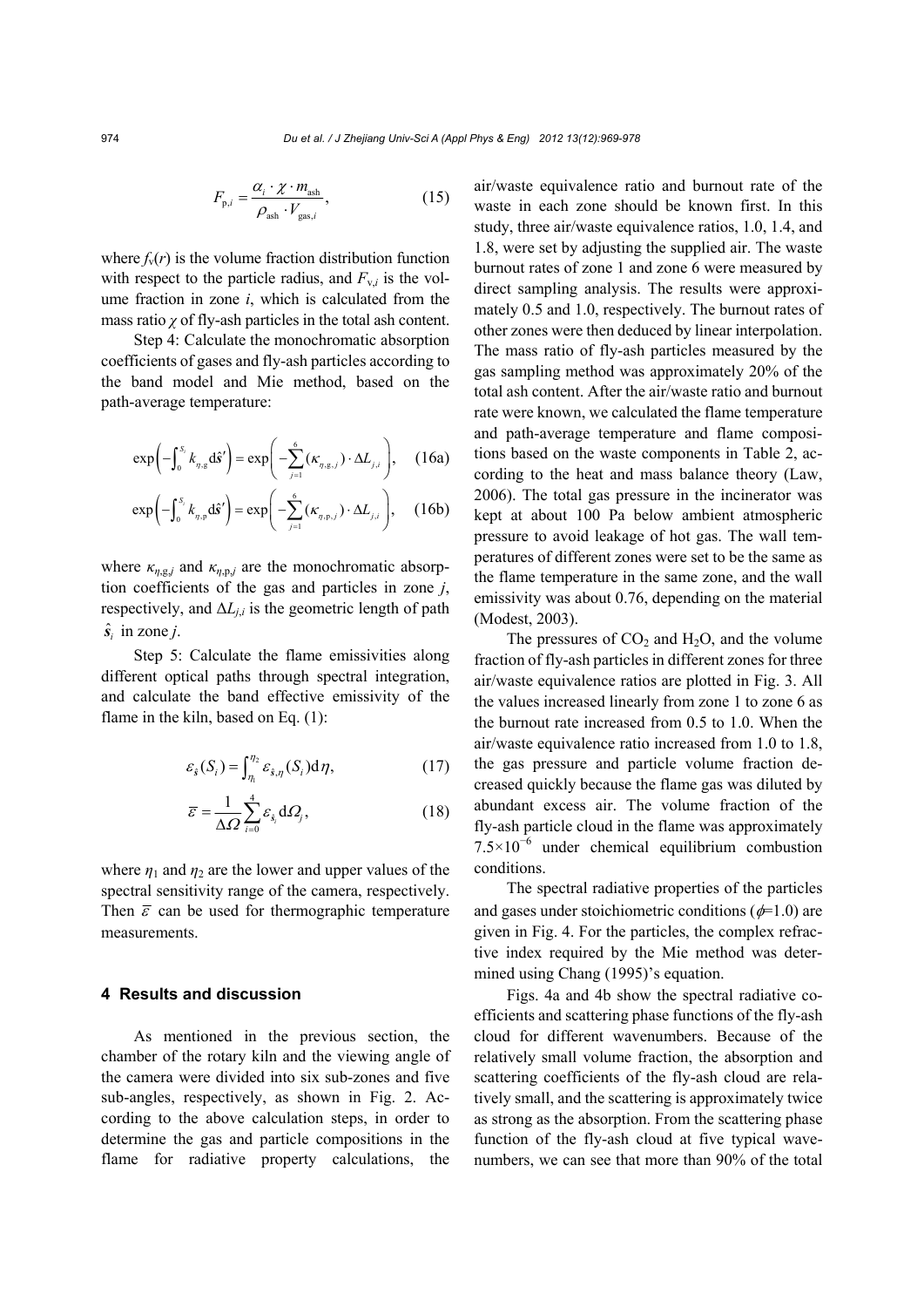$$F_{\mathrm{p},i} = \frac{\alpha_i \cdot \chi \cdot m_{\mathrm{ash}}}{\rho_{\mathrm{ash}} \cdot V_{\mathrm{gas},i}}, \tag{15}$$

where $f_{\mathrm{v}}(r)$ is the volume fraction distribution function with respect to the particle radius, and $F_{\mathrm{v},i}$ is the volume fraction in zone $i$, which is calculated from the mass ratio $\chi$ of fly-ash particles in the total ash content.

Step 4: Calculate the monochromatic absorption coefficients of gases and fly-ash particles according to the band model and Mie method, based on the path-average temperature:

$$\exp\left(-\int_0^{S_i} k_{\eta,\mathrm{g}} \mathrm{d}\hat{s}'\right) = \exp\left(-\sum_{j=1}^{6} (\kappa_{\eta,\mathrm{g},j}) \cdot \Delta L_{j,i}\right), \tag{16a}$$

$$\exp\left(-\int_0^{S_i} k_{\eta,\mathrm{p}} \mathrm{d}\hat{s}'\right) = \exp\left(-\sum_{j=1}^{6} (\kappa_{\eta,\mathrm{p},j}) \cdot \Delta L_{j,i}\right), \tag{16b}$$

where $\kappa_{\eta,\mathrm{g},j}$ and $\kappa_{\eta,\mathrm{p},j}$ are the monochromatic absorption coefficients of the gas and particles in zone $j$, respectively, and $\Delta L_{j,i}$ is the geometric length of path $\hat{s}_i$ in zone $j$.

Step 5: Calculate the flame emissivities along different optical paths through spectral integration, and calculate the band effective emissivity of the flame in the kiln, based on Eq. (1):

$$\varepsilon_{\hat{s}}(S_i) = \int_{\eta_1}^{\eta_2} \varepsilon_{\hat{s},\eta}(S_i) \mathrm{d}\eta, \tag{17}$$

$$\overline{\varepsilon} = \frac{1}{\Delta\Omega} \sum_{i=0}^{4} \varepsilon_{\hat{s}_i} \mathrm{d}\Omega_j, \tag{18}$$

where $\eta_1$ and $\eta_2$ are the lower and upper values of the spectral sensitivity range of the camera, respectively. Then $\overline{\varepsilon}$ can be used for thermographic temperature measurements.

## 4 Results and discussion

As mentioned in the previous section, the chamber of the rotary kiln and the viewing angle of the camera were divided into six sub-zones and five sub-angles, respectively, as shown in Fig. 2. According to the above calculation steps, in order to determine the gas and particle compositions in the flame for radiative property calculations, the air/waste equivalence ratio and burnout rate of the waste in each zone should be known first. In this study, three air/waste equivalence ratios, 1.0, 1.4, and 1.8, were set by adjusting the supplied air. The waste burnout rates of zone 1 and zone 6 were measured by direct sampling analysis. The results were approximately 0.5 and 1.0, respectively. The burnout rates of other zones were then deduced by linear interpolation. The mass ratio of fly-ash particles measured by the gas sampling method was approximately 20% of the total ash content. After the air/waste ratio and burnout rate were known, we calculated the flame temperature and path-average temperature and flame compositions based on the waste components in Table 2, according to the heat and mass balance theory (Law, 2006). The total gas pressure in the incinerator was kept at about 100 Pa below ambient atmospheric pressure to avoid leakage of hot gas. The wall temperatures of different zones were set to be the same as the flame temperature in the same zone, and the wall emissivity was about 0.76, depending on the material (Modest, 2003).

The pressures of $CO_2$ and $H_2O$, and the volume fraction of fly-ash particles in different zones for three air/waste equivalence ratios are plotted in Fig. 3. All the values increased linearly from zone 1 to zone 6 as the burnout rate increased from 0.5 to 1.0. When the air/waste equivalence ratio increased from 1.0 to 1.8, the gas pressure and particle volume fraction decreased quickly because the flame gas was diluted by abundant excess air. The volume fraction of the fly-ash particle cloud in the flame was approximately $7.5\times10^{-6}$ under chemical equilibrium combustion conditions.

The spectral radiative properties of the particles and gases under stoichiometric conditions ($\phi$=1.0) are given in Fig. 4. For the particles, the complex refractive index required by the Mie method was determined using Chang (1995)'s equation.

Figs. 4a and 4b show the spectral radiative coefficients and scattering phase functions of the fly-ash cloud for different wavenumbers. Because of the relatively small volume fraction, the absorption and scattering coefficients of the fly-ash cloud are relatively small, and the scattering is approximately twice as strong as the absorption. From the scattering phase function of the fly-ash cloud at five typical wavenumbers, we can see that more than 90% of the total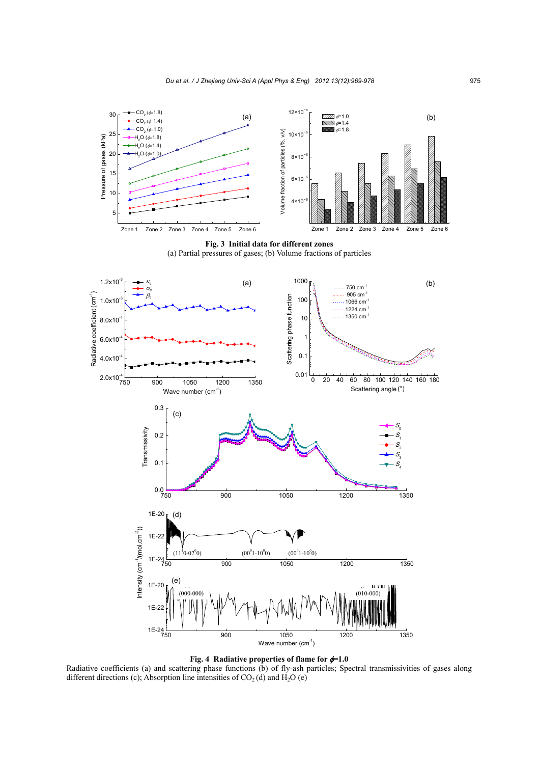(a)

30

25

20

15

10

5

Pressure of gases (kPa)

$CO_2$ ($\phi$=1.8)

$CO_2$ ($\phi$=1.4)

$CO_2$ ($\phi$=1.0)

$H_2O$ ($\phi$=1.8)

$H_2O$ ($\phi$=1.4)

$H_2O$ ($\phi$=1.0)

Zone 1 Zone 2 Zone 3 Zone 4 Zone 5 Zone 6

(b)

$12\times10^{-6}$

$10\times10^{-6}$

$8\times10^{-6}$

$6\times10^{-6}$

$4\times10^{-6}$

Volume fraction of particles (%, v/v)

$\phi$=1.0

$\phi$=1.4

$\phi$=1.8

Zone 1 Zone 2 Zone 3 Zone 4 Zone 5 Zone 6

**Fig. 3 Initial data for different zones**

(a) Partial pressures of gases; (b) Volume fractions of particles

(a)

$1.2\times10^{-3}$

$1.0\times10^{-3}$

$8.0\times10^{-4}$

$6.0\times10^{-4}$

$4.0\times10^{-4}$

$2.0\times10^{-4}$

Radiative coefficient ($cm^{-1}$)

$\kappa_\eta$

$\sigma_\eta$

$\beta_\eta$

750 900 1050 1200 1350

Wave number ($cm^{-1}$)

(b)

1000

100

10

1

0.1

0.01

Scattering phase function

750 $cm^{-1}$

905 $cm^{-1}$

1066 $cm^{-1}$

1224 $cm^{-1}$

1350 $cm^{-1}$

0 20 40 60 80 100 120 140 160 180

Scattering angle (°)

(c)

0.3

0.2

0.1

0.0

Transmissivity

$S_0$

$S_1$

$S_2$

$S_3$

$S_4$

750 900 1050 1200 1350

(d)

1E-20

1E-22

1E-24

($11^10$-$02^00$)

($00^01$-$10^00$)

($00^01$-$10^00$)

750 900 1050 1200 1350

(e)

1E-20

1E-22

1E-24

(000-000)

(010-000)

Intensity ($cm^{-1}$/($mol.cm^{-2}$))

750 900 1050 1200 1350

Wave number ($cm^{-1}$)

**Fig. 4 Radiative properties of flame for $\phi$=1.0**

Radiative coefficients (a) and scattering phase functions (b) of fly-ash particles; Spectral transmissivities of gases along different directions (c); Absorption line intensities of $CO_2$ (d) and $H_2O$ (e)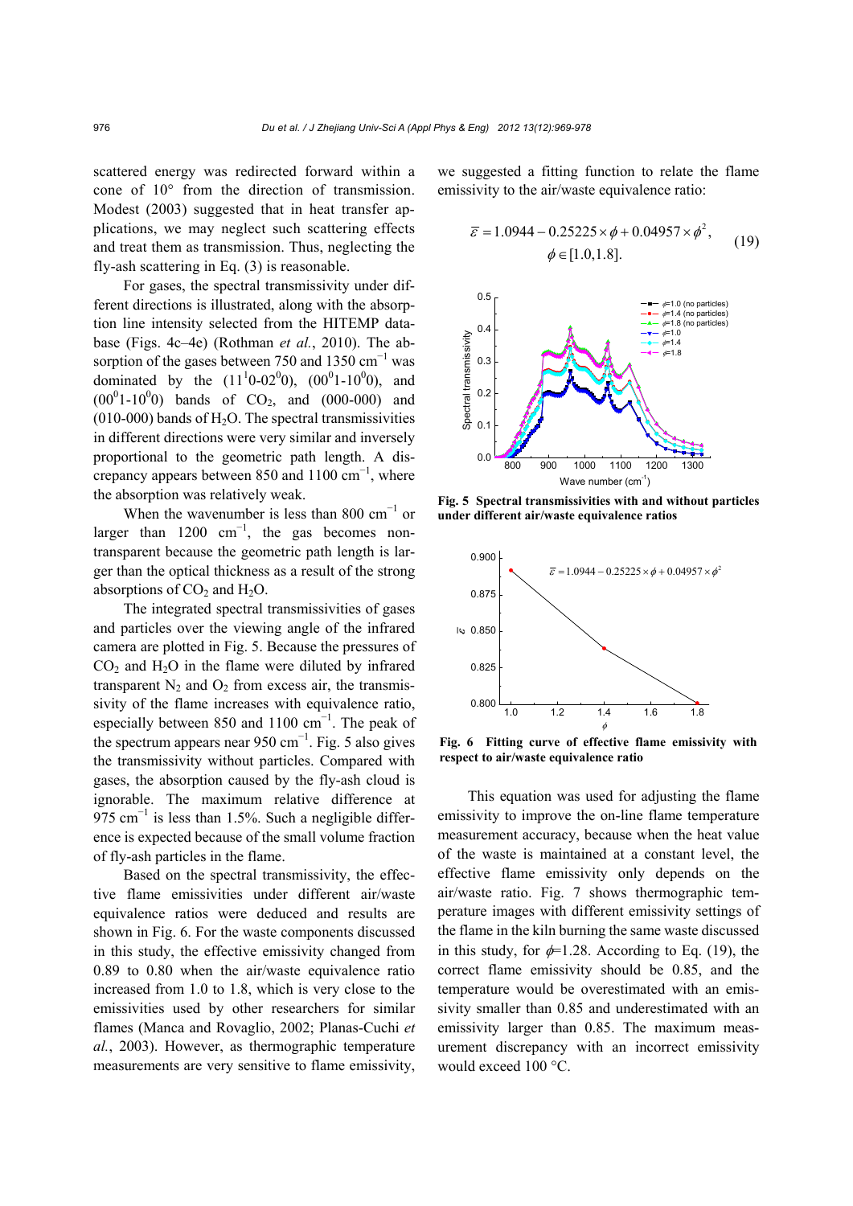scattered energy was redirected forward within a cone of 10° from the direction of transmission. Modest (2003) suggested that in heat transfer applications, we may neglect such scattering effects and treat them as transmission. Thus, neglecting the fly-ash scattering in Eq. (3) is reasonable.

For gases, the spectral transmissivity under different directions is illustrated, along with the absorption line intensity selected from the HITEMP database (Figs. 4c–4e) (Rothman *et al.*, 2010). The absorption of the gases between 750 and 1350 cm$^{-1}$ was dominated by the ($11^10$-$02^00$), ($00^01$-$10^00$), and ($00^01$-$10^00$) bands of $CO_2$, and (000-000) and (010-000) bands of $H_2O$. The spectral transmissivities in different directions were very similar and inversely proportional to the geometric path length. A discrepancy appears between 850 and 1100 cm$^{-1}$, where the absorption was relatively weak.

When the wavenumber is less than 800 cm$^{-1}$ or larger than 1200 cm$^{-1}$, the gas becomes non-transparent because the geometric path length is larger than the optical thickness as a result of the strong absorptions of $CO_2$ and $H_2O$.

The integrated spectral transmissivities of gases and particles over the viewing angle of the infrared camera are plotted in Fig. 5. Because the pressures of $CO_2$ and $H_2O$ in the flame were diluted by infrared transparent $N_2$ and $O_2$ from excess air, the transmissivity of the flame increases with equivalence ratio, especially between 850 and 1100 cm$^{-1}$. The peak of the spectrum appears near 950 cm$^{-1}$. Fig. 5 also gives the transmissivity without particles. Compared with gases, the absorption caused by the fly-ash cloud is ignorable. The maximum relative difference at 975 cm$^{-1}$ is less than 1.5%. Such a negligible difference is expected because of the small volume fraction of fly-ash particles in the flame.

Based on the spectral transmissivity, the effective flame emissivities under different air/waste equivalence ratios were deduced and results are shown in Fig. 6. For the waste components discussed in this study, the effective emissivity changed from 0.89 to 0.80 when the air/waste equivalence ratio increased from 1.0 to 1.8, which is very close to the emissivities used by other researchers for similar flames (Manca and Rovaglio, 2002; Planas-Cuchi *et al.*, 2003). However, as thermographic temperature measurements are very sensitive to flame emissivity, we suggested a fitting function to relate the flame emissivity to the air/waste equivalence ratio:

$$\bar{\varepsilon} = 1.0944 - 0.25225 \times \phi + 0.04957 \times \phi^2, \quad \phi \in [1.0, 1.8]. \tag{19}$$

0.5
0.4
0.3
0.2
0.1
0.0
Spectral transmissivity
800 900 1000 1100 1200 1300
Wave number (cm$^{-1}$)
$\phi$=1.0 (no particles)
$\phi$=1.4 (no particles)
$\phi$=1.8 (no particles)
$\phi$=1.0
$\phi$=1.4
$\phi$=1.8

**Fig. 5 Spectral transmissivities with and without particles under different air/waste equivalence ratios**

0.900
0.875
0.850
0.825
0.800
$\bar{\varepsilon}$
1.0 1.2 1.4 1.6 1.8
$\phi$
$\bar{\varepsilon} = 1.0944 - 0.25225 \times \phi + 0.04957 \times \phi^2$

**Fig. 6 Fitting curve of effective flame emissivity with respect to air/waste equivalence ratio**

This equation was used for adjusting the flame emissivity to improve the on-line flame temperature measurement accuracy, because when the heat value of the waste is maintained at a constant level, the effective flame emissivity only depends on the air/waste ratio. Fig. 7 shows thermographic temperature images with different emissivity settings of the flame in the kiln burning the same waste discussed in this study, for $\phi$=1.28. According to Eq. (19), the correct flame emissivity should be 0.85, and the temperature would be overestimated with an emissivity smaller than 0.85 and underestimated with an emissivity larger than 0.85. The maximum measurement discrepancy with an incorrect emissivity would exceed 100 °C.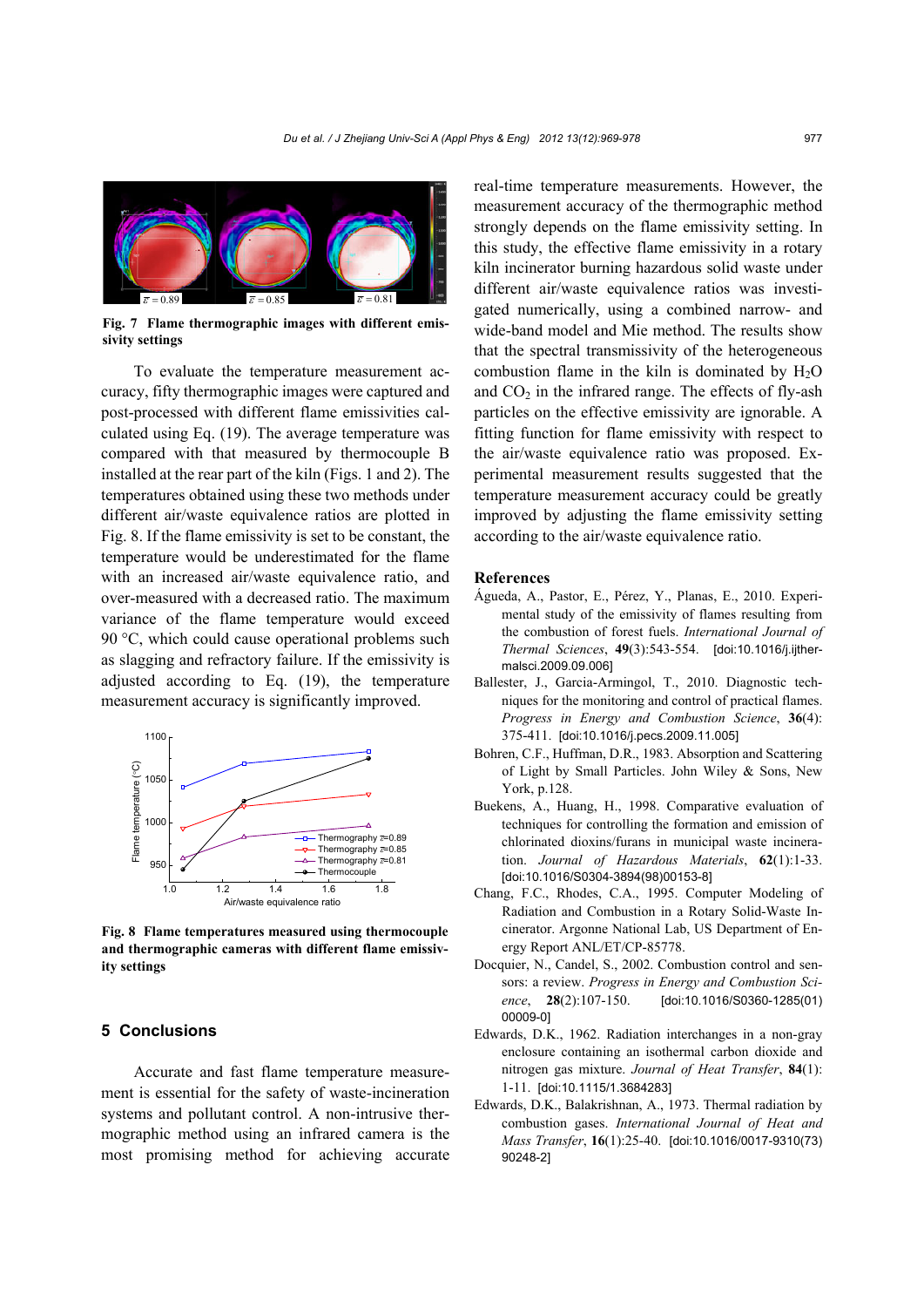$\bar{\varepsilon}=0.89$ $\bar{\varepsilon}=0.85$ $\bar{\varepsilon}=0.81$

**Fig. 7 Flame thermographic images with different emissivity settings**

To evaluate the temperature measurement accuracy, fifty thermographic images were captured and post-processed with different flame emissivities calculated using Eq. (19). The average temperature was compared with that measured by thermocouple B installed at the rear part of the kiln (Figs. 1 and 2). The temperatures obtained using these two methods under different air/waste equivalence ratios are plotted in Fig. 8. If the flame emissivity is set to be constant, the temperature would be underestimated for the flame with an increased air/waste equivalence ratio, and over-measured with a decreased ratio. The maximum variance of the flame temperature would exceed 90 °C, which could cause operational problems such as slagging and refractory failure. If the emissivity is adjusted according to Eq. (19), the temperature measurement accuracy is significantly improved.

Flame temperature (°C)
1100
1050
1000
950
1.0 1.2 1.4 1.6 1.8
Air/waste equivalence ratio
Thermography $\bar{\varepsilon}$=0.89
Thermography $\bar{\varepsilon}$=0.85
Thermography $\bar{\varepsilon}$=0.81
Thermocouple

**Fig. 8 Flame temperatures measured using thermocouple and thermographic cameras with different flame emissivity settings**

## 5 Conclusions

Accurate and fast flame temperature measurement is essential for the safety of waste-incineration systems and pollutant control. A non-intrusive thermographic method using an infrared camera is the most promising method for achieving accurate real-time temperature measurements. However, the measurement accuracy of the thermographic method strongly depends on the flame emissivity setting. In this study, the effective flame emissivity in a rotary kiln incinerator burning hazardous solid waste under different air/waste equivalence ratios was investigated numerically, using a combined narrow- and wide-band model and Mie method. The results show that the spectral transmissivity of the heterogeneous combustion flame in the kiln is dominated by $H_2O$ and $CO_2$ in the infrared range. The effects of fly-ash particles on the effective emissivity are ignorable. A fitting function for flame emissivity with respect to the air/waste equivalence ratio was proposed. Experimental measurement results suggested that the temperature measurement accuracy could be greatly improved by adjusting the flame emissivity setting according to the air/waste equivalence ratio.

## References

Águeda, A., Pastor, E., Pérez, Y., Planas, E., 2010. Experimental study of the emissivity of flames resulting from the combustion of forest fuels. *International Journal of Thermal Sciences*, **49**(3):543-554. [doi:10.1016/j.ijthermalsci.2009.09.006]

Ballester, J., Garcia-Armingol, T., 2010. Diagnostic techniques for the monitoring and control of practical flames. *Progress in Energy and Combustion Science*, **36**(4): 375-411. [doi:10.1016/j.pecs.2009.11.005]

Bohren, C.F., Huffman, D.R., 1983. Absorption and Scattering of Light by Small Particles. John Wiley & Sons, New York, p.128.

Buekens, A., Huang, H., 1998. Comparative evaluation of techniques for controlling the formation and emission of chlorinated dioxins/furans in municipal waste incineration. *Journal of Hazardous Materials*, **62**(1):1-33. [doi:10.1016/S0304-3894(98)00153-8]

Chang, F.C., Rhodes, C.A., 1995. Computer Modeling of Radiation and Combustion in a Rotary Solid-Waste Incinerator. Argonne National Lab, US Department of Energy Report ANL/ET/CP-85778.

Docquier, N., Candel, S., 2002. Combustion control and sensors: a review. *Progress in Energy and Combustion Science*, **28**(2):107-150. [doi:10.1016/S0360-1285(01)00009-0]

Edwards, D.K., 1962. Radiation interchanges in a non-gray enclosure containing an isothermal carbon dioxide and nitrogen gas mixture. *Journal of Heat Transfer*, **84**(1): 1-11. [doi:10.1115/1.3684283]

Edwards, D.K., Balakrishnan, A., 1973. Thermal radiation by combustion gases. *International Journal of Heat and Mass Transfer*, **16**(1):25-40. [doi:10.1016/0017-9310(73)90248-2]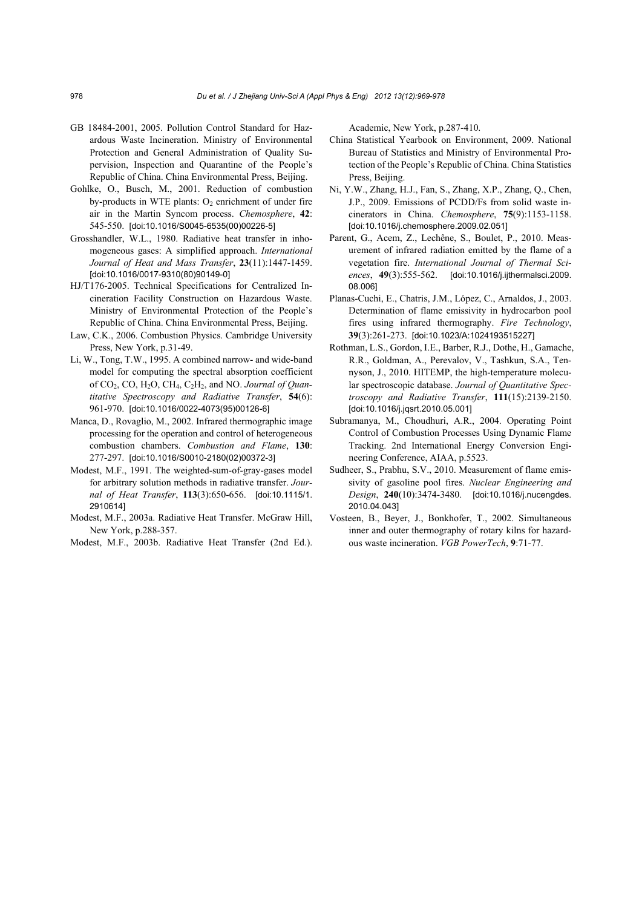GB 18484-2001, 2005. Pollution Control Standard for Hazardous Waste Incineration. Ministry of Environmental Protection and General Administration of Quality Supervision, Inspection and Quarantine of the People's Republic of China. China Environmental Press, Beijing.

Gohlke, O., Busch, M., 2001. Reduction of combustion by-products in WTE plants: $O_2$ enrichment of under fire air in the Martin Syncom process. *Chemosphere*, **42**: 545-550. [doi:10.1016/S0045-6535(00)00226-5]

Grosshandler, W.L., 1980. Radiative heat transfer in inhomogeneous gases: A simplified approach. *International Journal of Heat and Mass Transfer*, **23**(11):1447-1459. [doi:10.1016/0017-9310(80)90149-0]

HJ/T176-2005. Technical Specifications for Centralized Incineration Facility Construction on Hazardous Waste. Ministry of Environmental Protection of the People's Republic of China. China Environmental Press, Beijing.

Law, C.K., 2006. Combustion Physics. Cambridge University Press, New York, p.31-49.

Li, W., Tong, T.W., 1995. A combined narrow- and wide-band model for computing the spectral absorption coefficient of $CO_2$, CO, $H_2O$, $CH_4$, $C_2H_2$, and NO. *Journal of Quantitative Spectroscopy and Radiative Transfer*, **54**(6): 961-970. [doi:10.1016/0022-4073(95)00126-6]

Manca, D., Rovaglio, M., 2002. Infrared thermographic image processing for the operation and control of heterogeneous combustion chambers. *Combustion and Flame*, **130**: 277-297. [doi:10.1016/S0010-2180(02)00372-3]

Modest, M.F., 1991. The weighted-sum-of-gray-gases model for arbitrary solution methods in radiative transfer. *Journal of Heat Transfer*, **113**(3):650-656. [doi:10.1115/1.2910614]

Modest, M.F., 2003a. Radiative Heat Transfer. McGraw Hill, New York, p.288-357.

Modest, M.F., 2003b. Radiative Heat Transfer (2nd Ed.). Academic, New York, p.287-410.

China Statistical Yearbook on Environment, 2009. National Bureau of Statistics and Ministry of Environmental Protection of the People's Republic of China. China Statistics Press, Beijing.

Ni, Y.W., Zhang, H.J., Fan, S., Zhang, X.P., Zhang, Q., Chen, J.P., 2009. Emissions of PCDD/Fs from solid waste incinerators in China. *Chemosphere*, **75**(9):1153-1158. [doi:10.1016/j.chemosphere.2009.02.051]

Parent, G., Acem, Z., Lechêne, S., Boulet, P., 2010. Measurement of infrared radiation emitted by the flame of a vegetation fire. *International Journal of Thermal Sciences*, **49**(3):555-562. [doi:10.1016/j.ijthermalsci.2009.08.006]

Planas-Cuchi, E., Chatris, J.M., López, C., Arnaldos, J., 2003. Determination of flame emissivity in hydrocarbon pool fires using infrared thermography. *Fire Technology*, **39**(3):261-273. [doi:10.1023/A:1024193515227]

Rothman, L.S., Gordon, I.E., Barber, R.J., Dothe, H., Gamache, R.R., Goldman, A., Perevalov, V., Tashkun, S.A., Tennyson, J., 2010. HITEMP, the high-temperature molecular spectroscopic database. *Journal of Quantitative Spectroscopy and Radiative Transfer*, **111**(15):2139-2150. [doi:10.1016/j.jqsrt.2010.05.001]

Subramanya, M., Choudhuri, A.R., 2004. Operating Point Control of Combustion Processes Using Dynamic Flame Tracking. 2nd International Energy Conversion Engineering Conference, AIAA, p.5523.

Sudheer, S., Prabhu, S.V., 2010. Measurement of flame emissivity of gasoline pool fires. *Nuclear Engineering and Design*, **240**(10):3474-3480. [doi:10.1016/j.nucengdes.2010.04.043]

Vosteen, B., Beyer, J., Bonkhofer, T., 2002. Simultaneous inner and outer thermography of rotary kilns for hazardous waste incineration. *VGB PowerTech*, **9**:71-77.